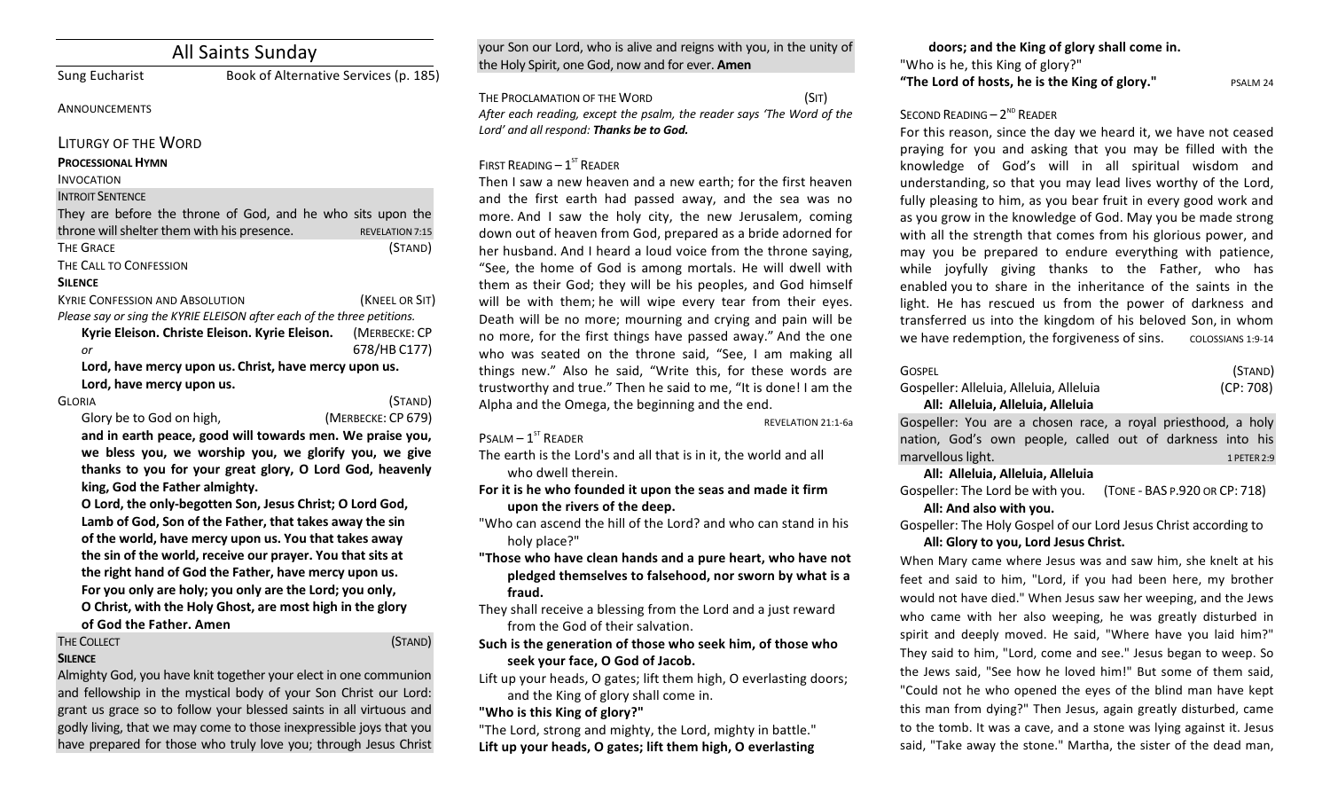# All Saints Sunday

Sung Eucharist — Book of Alternative Services (p. 185)

ANNOUNCEMENTS

## LITURGY OF THE WORD

**PROCESSIONAL HYMN**

INVOCATION

INTROIT SENTENCE

They are before the throne of God, and he who sits upon the throne will shelter them with his presence. REVELATION 7:15

THE GRACE (STAND)

THE CALL TO CONFESSION

**SILENCE**

KYRIE CONFESSION AND ABSOLUTION (KNEEL OR SIT)

*Please say or sing the KYRIE ELEISON after each of the three petitions.*

**Kyrie Eleison. Christe Eleison. Kyrie Eleison.** (MERBECKE: CP 678/HB C177)

*or*

**Lord, have mercy upon us. Christ, have mercy upon us. Lord, have mercy upon us.**

GLORIA (STAND)

Glory be to God on high, (MERBECKE: CP 679)

**and in earth peace, good will towards men. We praise you, we bless you, we worship you, we glorify you, we give thanks to you for your great glory, O Lord God, heavenly king, God the Father almighty.**

**O Lord, the only-begotten Son, Jesus Christ; O Lord God, Lamb of God, Son of the Father, that takes away the sin of the world, have mercy upon us. You that takes away the sin of the world, receive our prayer. You that sits at the right hand of God the Father, have mercy upon us. For you only are holy; you only are the Lord; you only, O Christ, with the Holy Ghost, are most high in the glory of God the Father. Amen**

THE COLLECT (STAND)

**SILENCE**

Almighty God, you have knit together your elect in one communion and fellowship in the mystical body of your Son Christ our Lord: grant us grace so to follow your blessed saints in all virtuous and godly living, that we may come to those inexpressible joys that you have prepared for those who truly love you; through Jesus Christ your Son our Lord, who is alive and reigns with you, in the unity of the Holy Spirit, one God, now and for ever. **Amen**

THE PROCLAMATION OF THE WORD (SIT)

*After each reading, except the psalm, the reader says 'The Word of the Lord' and all respond: **Thanks be to God.***

FIRST READING – 1ST READER

Then I saw a new heaven and a new earth; for the first heaven and the first earth had passed away, and the sea was no more. And I saw the holy city, the new Jerusalem, coming down out of heaven from God, prepared as a bride adorned for her husband. And I heard a loud voice from the throne saying, "See, the home of God is among mortals. He will dwell with them as their God; they will be his peoples, and God himself will be with them; he will wipe every tear from their eyes. Death will be no more; mourning and crying and pain will be no more, for the first things have passed away." And the one who was seated on the throne said, "See, I am making all things new." Also he said, "Write this, for these words are trustworthy and true." Then he said to me, "It is done! I am the Alpha and the Omega, the beginning and the end. REVELATION 21:1-6a

PSALM – 1ST READER

The earth is the Lord's and all that is in it, the world and all who dwell therein.

**For it is he who founded it upon the seas and made it firm upon the rivers of the deep.**

"Who can ascend the hill of the Lord? and who can stand in his holy place?"

**"Those who have clean hands and a pure heart, who have not pledged themselves to falsehood, nor sworn by what is a fraud.**

They shall receive a blessing from the Lord and a just reward from the God of their salvation.

**Such is the generation of those who seek him, of those who seek your face, O God of Jacob.**

Lift up your heads, O gates; lift them high, O everlasting doors; and the King of glory shall come in.

**"Who is this King of glory?"**

"The Lord, strong and mighty, the Lord, mighty in battle."

**Lift up your heads, O gates; lift them high, O everlasting doors; and the King of glory shall come in.**

"Who is he, this King of glory?"

**"The Lord of hosts, he is the King of glory."** PSALM 24

SECOND READING – 2ND READER

For this reason, since the day we heard it, we have not ceased praying for you and asking that you may be filled with the knowledge of God's will in all spiritual wisdom and understanding, so that you may lead lives worthy of the Lord, fully pleasing to him, as you bear fruit in every good work and as you grow in the knowledge of God. May you be made strong with all the strength that comes from his glorious power, and may you be prepared to endure everything with patience, while joyfully giving thanks to the Father, who has enabled you to share in the inheritance of the saints in the light. He has rescued us from the power of darkness and transferred us into the kingdom of his beloved Son, in whom we have redemption, the forgiveness of sins. COLOSSIANS 1:9-14

GOSPEL (STAND)

Gospeller: Alleluia, Alleluia, Alleluia (CP: 708)

**All: Alleluia, Alleluia, Alleluia**

Gospeller: You are a chosen race, a royal priesthood, a holy nation, God's own people, called out of darkness into his marvellous light. 1 PETER 2:9

**All: Alleluia, Alleluia, Alleluia**

Gospeller: The Lord be with you. (TONE - BAS P.920 OR CP: 718)

**All: And also with you.**

Gospeller: The Holy Gospel of our Lord Jesus Christ according to

**All: Glory to you, Lord Jesus Christ.**

When Mary came where Jesus was and saw him, she knelt at his feet and said to him, "Lord, if you had been here, my brother would not have died." When Jesus saw her weeping, and the Jews who came with her also weeping, he was greatly disturbed in spirit and deeply moved. He said, "Where have you laid him?" They said to him, "Lord, come and see." Jesus began to weep. So the Jews said, "See how he loved him!" But some of them said, "Could not he who opened the eyes of the blind man have kept this man from dying?" Then Jesus, again greatly disturbed, came to the tomb. It was a cave, and a stone was lying against it. Jesus said, "Take away the stone." Martha, the sister of the dead man,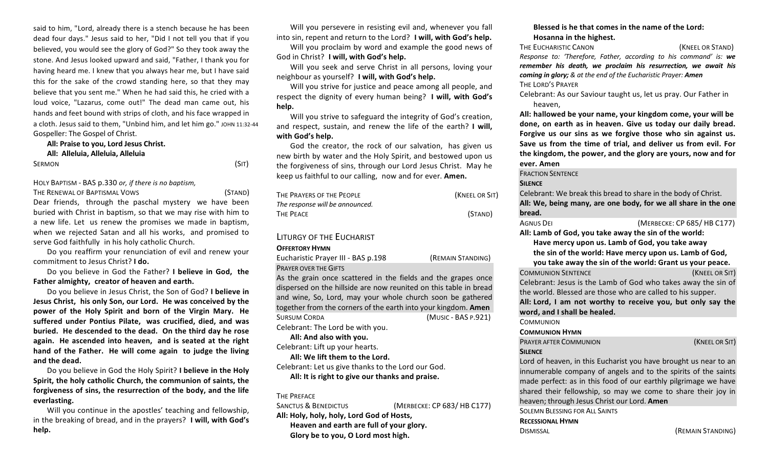said to him, "Lord, already there is a stench because he has been dead four days." Jesus said to her, "Did I not tell you that if you believed, you would see the glory of God?" So they took away the stone. And Jesus looked upward and said, "Father, I thank you for having heard me. I knew that you always hear me, but I have said this for the sake of the crowd standing here, so that they may believe that you sent me." When he had said this, he cried with a loud voice, "Lazarus, come out!" The dead man came out, his hands and feet bound with strips of cloth, and his face wrapped in a cloth. Jesus said to them, "Unbind him, and let him go." JOHN 11:32-44
Gospeller: The Gospel of Christ.

**All: Praise to you, Lord Jesus Christ.**
**All: Alleluia, Alleluia, Alleluia**

SERMON (SIT)

HOLY BAPTISM - BAS p.330 *or, if there is no baptism,*

THE RENEWAL OF BAPTISMAL VOWS (STAND)

Dear friends, through the paschal mystery we have been buried with Christ in baptism, so that we may rise with him to a new life. Let us renew the promises we made in baptism, when we rejected Satan and all his works, and promised to serve God faithfully in his holy catholic Church.

Do you reaffirm your renunciation of evil and renew your commitment to Jesus Christ? **I do.**

Do you believe in God the Father? **I believe in God, the Father almighty, creator of heaven and earth.**

Do you believe in Jesus Christ, the Son of God? **I believe in Jesus Christ, his only Son, our Lord. He was conceived by the power of the Holy Spirit and born of the Virgin Mary. He suffered under Pontius Pilate, was crucified, died, and was buried. He descended to the dead. On the third day he rose again. He ascended into heaven, and is seated at the right hand of the Father. He will come again to judge the living and the dead.**

Do you believe in God the Holy Spirit? **I believe in the Holy Spirit, the holy catholic Church, the communion of saints, the forgiveness of sins, the resurrection of the body, and the life everlasting.**

Will you continue in the apostles' teaching and fellowship, in the breaking of bread, and in the prayers? **I will, with God's help.**

Will you persevere in resisting evil and, whenever you fall into sin, repent and return to the Lord? **I will, with God's help.**

Will you proclaim by word and example the good news of God in Christ? **I will, with God's help.**

Will you seek and serve Christ in all persons, loving your neighbour as yourself? **I will, with God's help.**

Will you strive for justice and peace among all people, and respect the dignity of every human being? **I will, with God's help.**

Will you strive to safeguard the integrity of God's creation, and respect, sustain, and renew the life of the earth? **I will, with God's help.**

God the creator, the rock of our salvation, has given us new birth by water and the Holy Spirit, and bestowed upon us the forgiveness of sins, through our Lord Jesus Christ. May he keep us faithful to our calling, now and for ever. **Amen.**

THE PRAYERS OF THE PEOPLE (KNEEL OR SIT)
*The response will be announced.*

THE PEACE (STAND)

## LITURGY OF THE EUCHARIST

**OFFERTORY HYMN**

Eucharistic Prayer III - BAS p.198 (REMAIN STANDING)

PRAYER OVER THE GIFTS

As the grain once scattered in the fields and the grapes once dispersed on the hillside are now reunited on this table in bread and wine, So, Lord, may your whole church soon be gathered together from the corners of the earth into your kingdom. **Amen**

SURSUM CORDA (MUSIC - BAS P.921)

Celebrant: The Lord be with you.
**All: And also with you.**
Celebrant: Lift up your hearts.
**All: We lift them to the Lord.**
Celebrant: Let us give thanks to the Lord our God.
**All: It is right to give our thanks and praise.**

THE PREFACE

SANCTUS & BENEDICTUS (MERBECKE: CP 683/ HB C177)

**All: Holy, holy, holy, Lord God of Hosts,**
**Heaven and earth are full of your glory.**
**Glory be to you, O Lord most high.**
**Blessed is he that comes in the name of the Lord:**
**Hosanna in the highest.**

THE EUCHARISTIC CANON (KNEEL OR STAND)

*Response to: 'Therefore, Father, according to his command' is:* ***we remember his death, we proclaim his resurrection, we await his coming in glory;*** *& at the end of the Eucharistic Prayer:* ***Amen***

THE LORD'S PRAYER

Celebrant: As our Saviour taught us, let us pray. Our Father in heaven,

**All: hallowed be your name, your kingdom come, your will be done, on earth as in heaven. Give us today our daily bread. Forgive us our sins as we forgive those who sin against us. Save us from the time of trial, and deliver us from evil. For the kingdom, the power, and the glory are yours, now and for ever. Amen**

FRACTION SENTENCE

**SILENCE**

Celebrant: We break this bread to share in the body of Christ.
**All: We, being many, are one body, for we all share in the one bread.**

AGNUS DEI (MERBECKE: CP 685/ HB C177)

**All: Lamb of God, you take away the sin of the world:**
**Have mercy upon us. Lamb of God, you take away the sin of the world: Have mercy upon us. Lamb of God, you take away the sin of the world: Grant us your peace.**

COMMUNION SENTENCE (KNEEL OR SIT)

Celebrant: Jesus is the Lamb of God who takes away the sin of the world. Blessed are those who are called to his supper.
**All: Lord, I am not worthy to receive you, but only say the word, and I shall be healed.**

COMMUNION

**COMMUNION HYMN**

PRAYER AFTER COMMUNION (KNEEL OR SIT)

**SILENCE**

Lord of heaven, in this Eucharist you have brought us near to an innumerable company of angels and to the spirits of the saints made perfect: as in this food of our earthly pilgrimage we have shared their fellowship, so may we come to share their joy in heaven; through Jesus Christ our Lord. **Amen**

SOLEMN BLESSING FOR ALL SAINTS

**RECESSIONAL HYMN**

DISMISSAL (REMAIN STANDING)